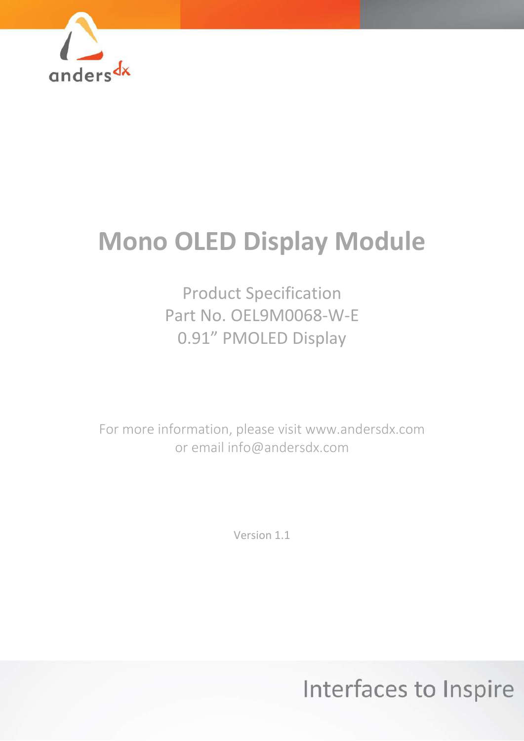anders dx

# Mono OLED Display Module

Product Specification
Part No. OEL9M0068-W-E
0.91” PMOLED Display

For more information, please visit www.andersdx.com
or email info@andersdx.com

Version 1.1

Interfaces to Inspire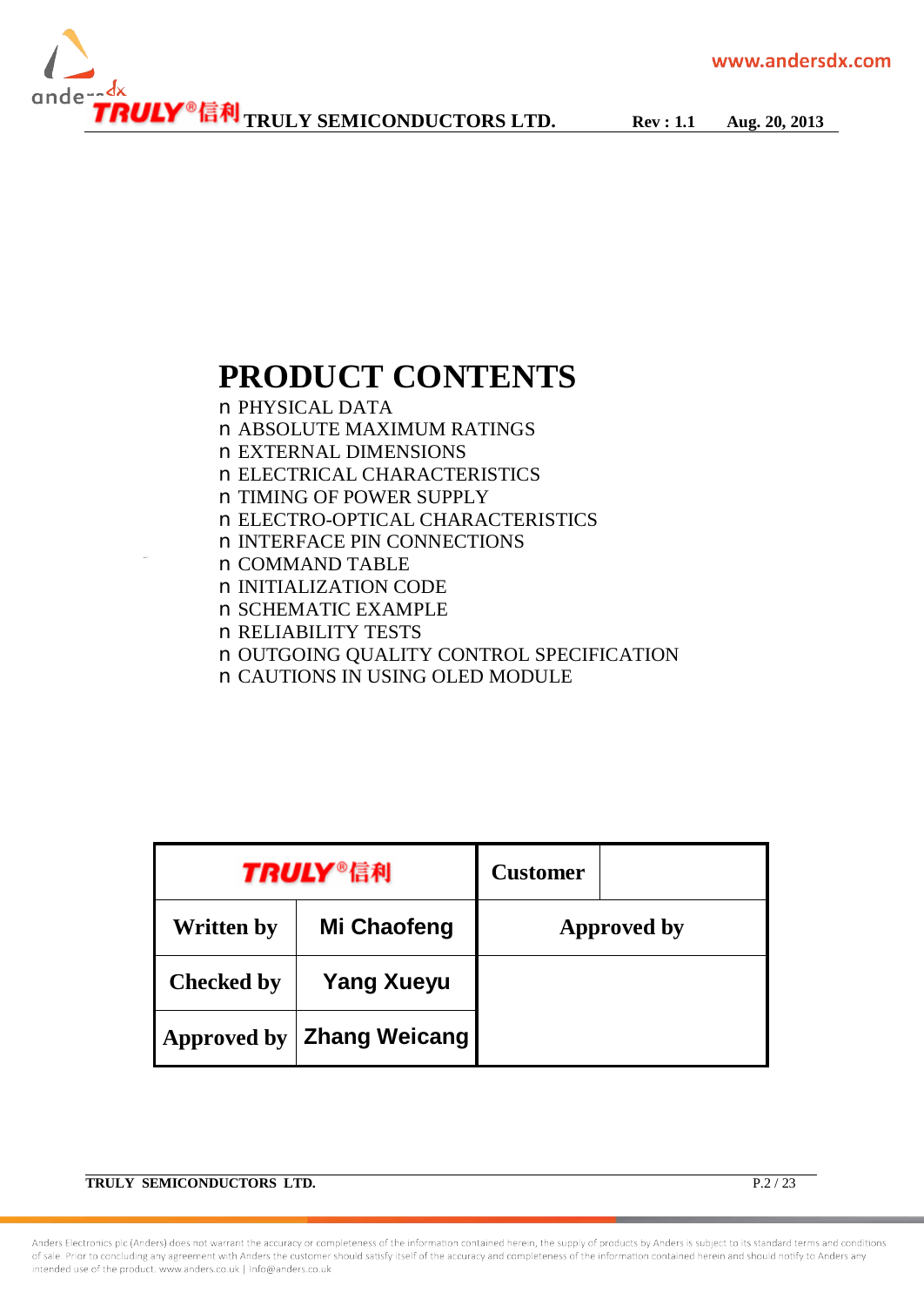# PRODUCT CONTENTS

- PHYSICAL DATA
- ABSOLUTE MAXIMUM RATINGS
- EXTERNAL DIMENSIONS
- ELECTRICAL CHARACTERISTICS
- TIMING OF POWER SUPPLY
- ELECTRO-OPTICAL CHARACTERISTICS
- INTERFACE PIN CONNECTIONS
- COMMAND TABLE
- INITIALIZATION CODE
- SCHEMATIC EXAMPLE
- RELIABILITY TESTS
- OUTGOING QUALITY CONTROL SPECIFICATION
- CAUTIONS IN USING OLED MODULE

| TRULY®信利 | | Customer | |
|---|---|---|---|
| Written by | Mi Chaofeng | Approved by | |
| Checked by | Yang Xueyu | | |
| Approved by | Zhang Weicang | | |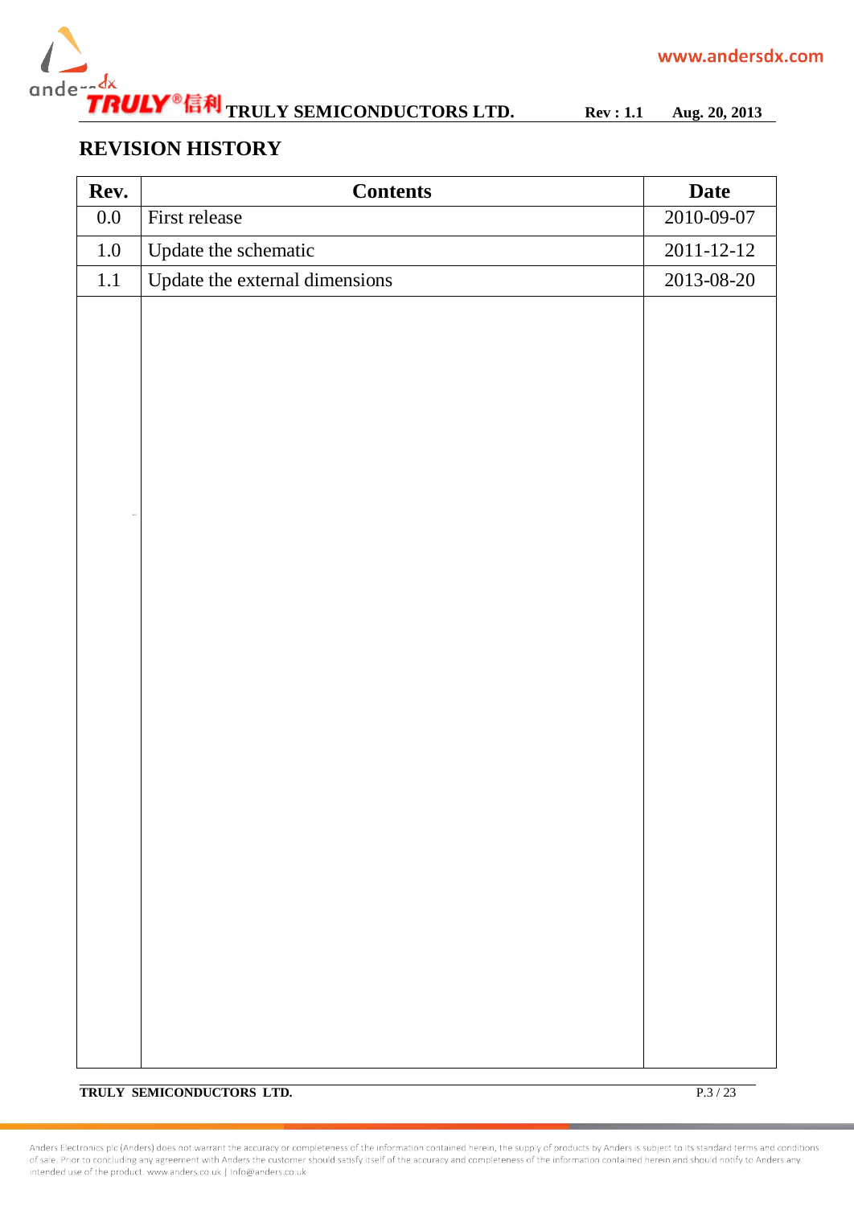## REVISION HISTORY

| Rev. | Contents | Date |
|---|---|---|
| 0.0 | First release | 2010-09-07 |
| 1.0 | Update the schematic | 2011-12-12 |
| 1.1 | Update the external dimensions | 2013-08-20 |

Anders Electronics plc (Anders) does not warrant the accuracy or completeness of the information contained herein, the supply of products by Anders is subject to its standard terms and conditions of sale. Prior to concluding any agreement with Anders the customer should satisfy itself of the accuracy and completeness of the information contained herein and should notify to Anders any intended use of the product. www.anders.co.uk | info@anders.co.uk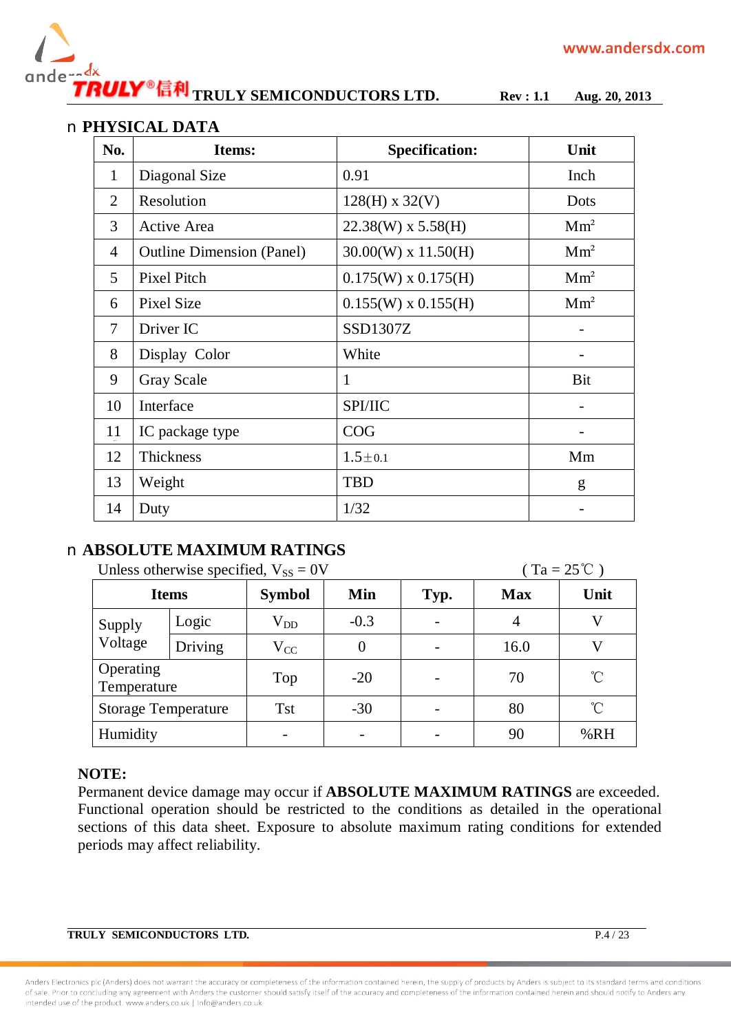## PHYSICAL DATA

| No. | Items: | Specification: | Unit |
|---|---|---|---|
| 1 | Diagonal Size | 0.91 | Inch |
| 2 | Resolution | 128(H) x 32(V) | Dots |
| 3 | Active Area | 22.38(W) x 5.58(H) | $Mm^2$ |
| 4 | Outline Dimension (Panel) | 30.00(W) x 11.50(H) | $Mm^2$ |
| 5 | Pixel Pitch | 0.175(W) x 0.175(H) | $Mm^2$ |
| 6 | Pixel Size | 0.155(W) x 0.155(H) | $Mm^2$ |
| 7 | Driver IC | SSD1307Z | - |
| 8 | Display Color | White | - |
| 9 | Gray Scale | 1 | Bit |
| 10 | Interface | SPI/IIC | - |
| 11 | IC package type | COG | - |
| 12 | Thickness | $1.5 \pm 0.1$ | Mm |
| 13 | Weight | TBD | g |
| 14 | Duty | 1/32 | - |

## ABSOLUTE MAXIMUM RATINGS

Unless otherwise specified, $V_{SS}$ = 0V ( Ta = 25℃ )

| Items | | Symbol | Min | Typ. | Max | Unit |
|---|---|---|---|---|---|---|
| Supply Voltage | Logic | $V_{DD}$ | -0.3 | - | 4 | V |
| | Driving | $V_{CC}$ | 0 | - | 16.0 | V |
| Operating Temperature | | Top | -20 | - | 70 | ℃ |
| Storage Temperature | | Tst | -30 | - | 80 | ℃ |
| Humidity | | - | - | - | 90 | %RH |

**NOTE:**
Permanent device damage may occur if **ABSOLUTE MAXIMUM RATINGS** are exceeded. Functional operation should be restricted to the conditions as detailed in the operational sections of this data sheet. Exposure to absolute maximum rating conditions for extended periods may affect reliability.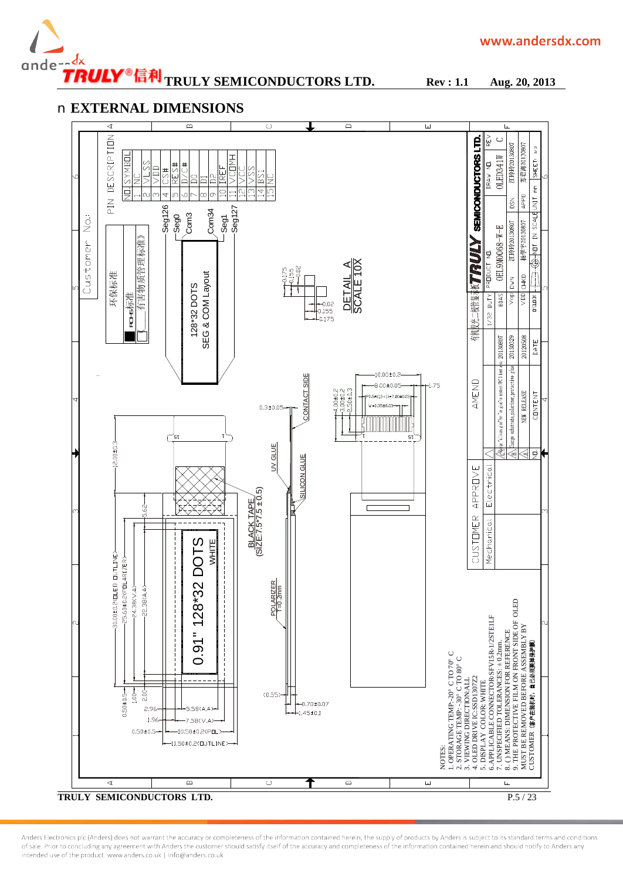## ■ EXTERNAL DIMENSIONS

| NO. | SYMBOL |
|---|---|
| 1 | NC |
| 2 | VLSS |
| 3 | VDD |
| 4 | CS# |
| 5 | RES# |
| 6 | D/C# |
| 7 | D0 |
| 8 | D1 |
| 9 | D2 |
| 10 | IREF |
| 11 | VCOMH |
| 12 | VCC |
| 13 | VSS |
| 14 | BS1 |
| 15 | NC |

PIN DESCRIPTION

Customer No.:

环保标准

ROHS标准

《有害物质管理标准》

Seg126, Seg0, Com3, Com34, Seg1, Seg127

128*32 DOTS SEG & COM Layout

DETAIL A SCALE 10X

0.91" 128*32 DOTS WHITE

BLACK TAPE (SIZE:7.5*7.5±0.5)

POLARIZER T=0.2mm

UV GLUE

SILICON GLUE

CONTACT SIDE

NOTES:
1. OPERATING TEMP:-20° C TO 70° C
2. STORAGE TEMP: -30° C TO 80° C
3. VIEWING DIRECTION:ALL
4. OLED DRIVE IC:SSD1307Z2
5. DISPLAY COLOR: WHITE
6.APPLICABLE CONNECTOR:SFV15R-1/2STE1LF
7. UNSPECIFIED TOLERANCES: ± 0.2mm
8. ( ) MEANS: DIMENSION FOR REFERENCE
9. THE PROTECTIVE FILM ON FRONT SIDE OF OLED MUST BE REMOVED BEFORE ASSEMBLY BY CUSTOMER（客户在装机时，自己必须撕除保护膜）

| CUSTOMER APPROVE | |
|---|---|
| Mechanical | Electrical |

| NO. | CONTENT | DATE |
|---|---|---|
| A | NEW RELEASE | 20120508 |
| B | Change substrate, polarizer, protective glue | 20130329 |
| C | Change "silicon gel" to "uv glue" to protect IPC | 20130807 |

| TRULY SEMICONDUCTORS LTD. | | | | |
|---|---|---|---|---|
| 1/32 DUTY | PRODUCT NO | OEL9M0068-W-E | DRAW NO | OLED341W | REV C |
| BIAS | | | | |
| VOP | DWN 江玲玲20130807 | DSN 江玲玲20130807 | | |
| VDD | CHKD 杨学宇20130807 | APPD 苏君海20130807 | | |
| DOLDOX | NOT IN SCALE | UNIT mm | SHEET | |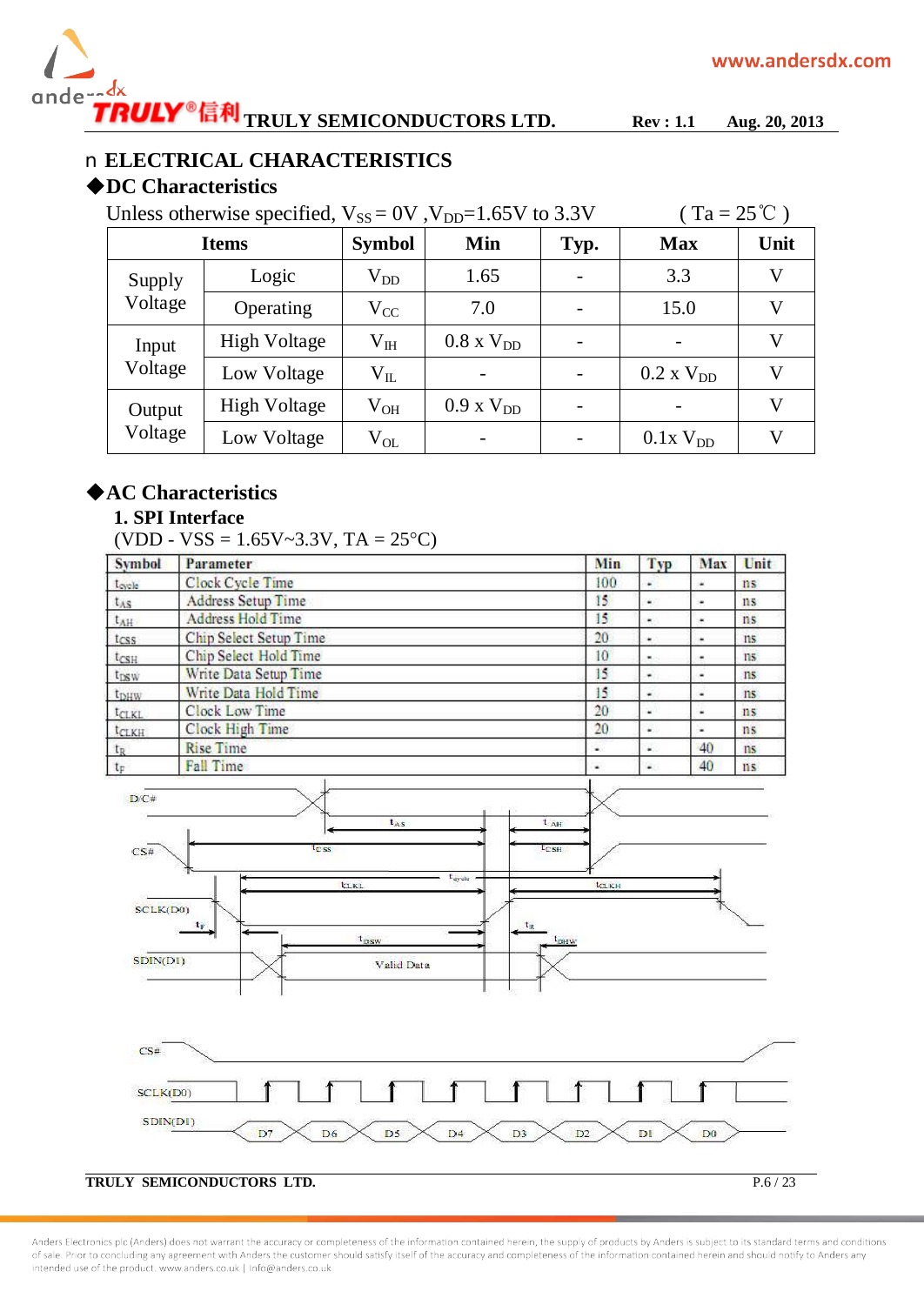## ELECTRICAL CHARACTERISTICS

### ◆DC Characteristics

Unless otherwise specified, $V_{SS}$ = 0V ,$V_{DD}$=1.65V to 3.3V ( Ta = 25℃ )

| Items | | Symbol | Min | Typ. | Max | Unit |
|---|---|---|---|---|---|---|
| Supply Voltage | Logic | $V_{DD}$ | 1.65 | - | 3.3 | V |
| | Operating | $V_{CC}$ | 7.0 | - | 15.0 | V |
| Input Voltage | High Voltage | $V_{IH}$ | 0.8 x $V_{DD}$ | - | - | V |
| | Low Voltage | $V_{IL}$ | - | - | 0.2 x $V_{DD}$ | V |
| Output Voltage | High Voltage | $V_{OH}$ | 0.9 x $V_{DD}$ | - | - | V |
| | Low Voltage | $V_{OL}$ | - | - | 0.1x $V_{DD}$ | V |

### ◆AC Characteristics

**1. SPI Interface**

(VDD - VSS = 1.65V~3.3V, TA = 25°C)

| Symbol | Parameter | Min | Typ | Max | Unit |
|---|---|---|---|---|---|
| $t_{cycle}$ | Clock Cycle Time | 100 | - | - | ns |
| $t_{AS}$ | Address Setup Time | 15 | - | - | ns |
| $t_{AH}$ | Address Hold Time | 15 | - | - | ns |
| $t_{CSS}$ | Chip Select Setup Time | 20 | - | - | ns |
| $t_{CSH}$ | Chip Select Hold Time | 10 | - | - | ns |
| $t_{DSW}$ | Write Data Setup Time | 15 | - | - | ns |
| $t_{DHW}$ | Write Data Hold Time | 15 | - | - | ns |
| $t_{CLKL}$ | Clock Low Time | 20 | - | - | ns |
| $t_{CLKH}$ | Clock High Time | 20 | - | - | ns |
| $t_R$ | Rise Time | - | - | 40 | ns |
| $t_F$ | Fall Time | - | - | 40 | ns |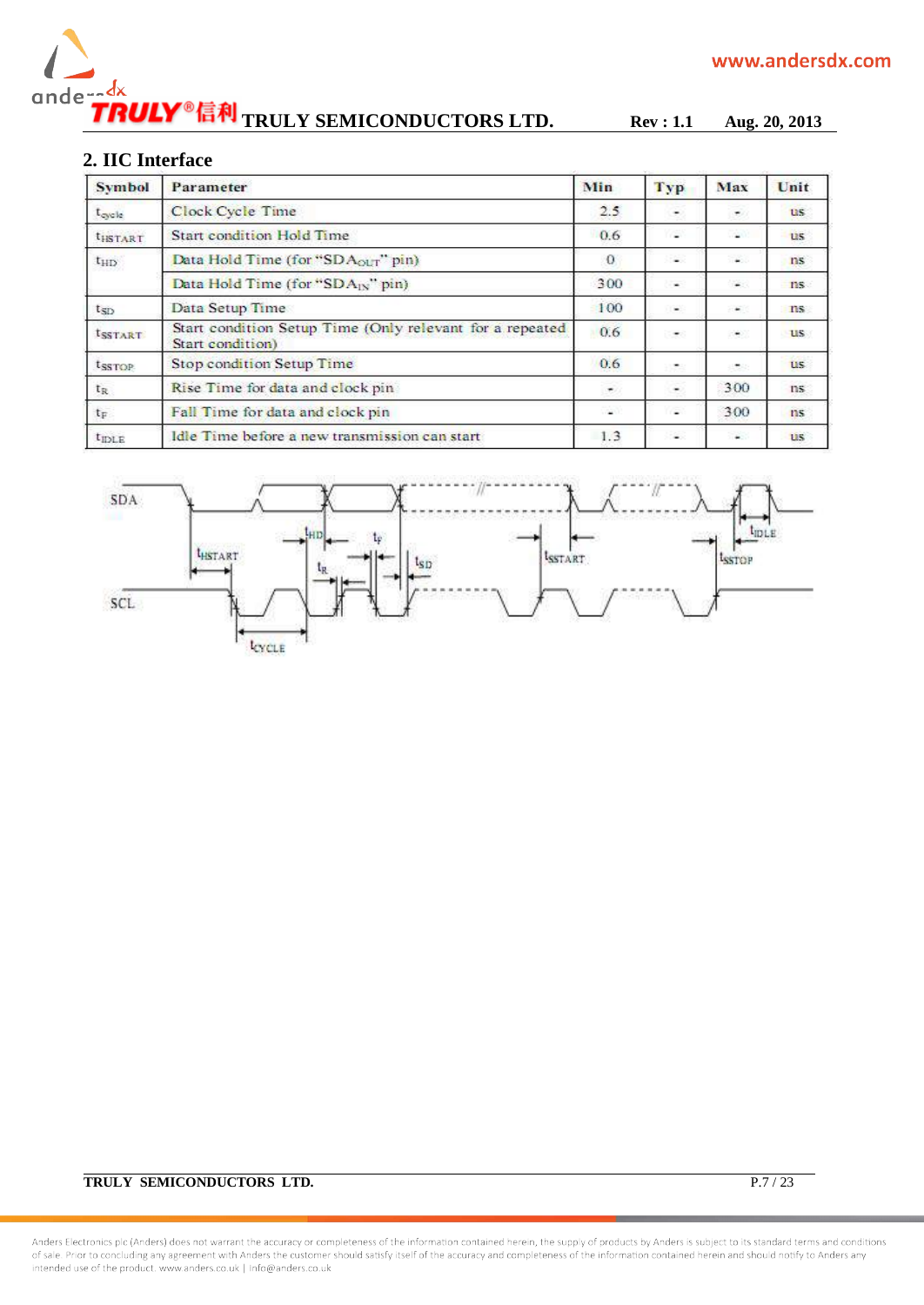## 2. IIC Interface

| Symbol | Parameter | Min | Typ | Max | Unit |
|---|---|---|---|---|---|
| $t_{cycle}$ | Clock Cycle Time | 2.5 | - | - | us |
| $t_{HSTART}$ | Start condition Hold Time | 0.6 | - | - | us |
| $t_{HD}$ | Data Hold Time (for "$SDA_{OUT}$" pin) | 0 | - | - | ns |
| | Data Hold Time (for "$SDA_{IN}$" pin) | 300 | - | - | ns |
| $t_{SD}$ | Data Setup Time | 100 | - | - | ns |
| $t_{SSTART}$ | Start condition Setup Time (Only relevant for a repeated Start condition) | 0.6 | - | - | us |
| $t_{SSTOP}$ | Stop condition Setup Time | 0.6 | - | - | us |
| $t_R$ | Rise Time for data and clock pin | - | - | 300 | ns |
| $t_F$ | Fall Time for data and clock pin | - | - | 300 | ns |
| $t_{IDLE}$ | Idle Time before a new transmission can start | 1.3 | - | - | us |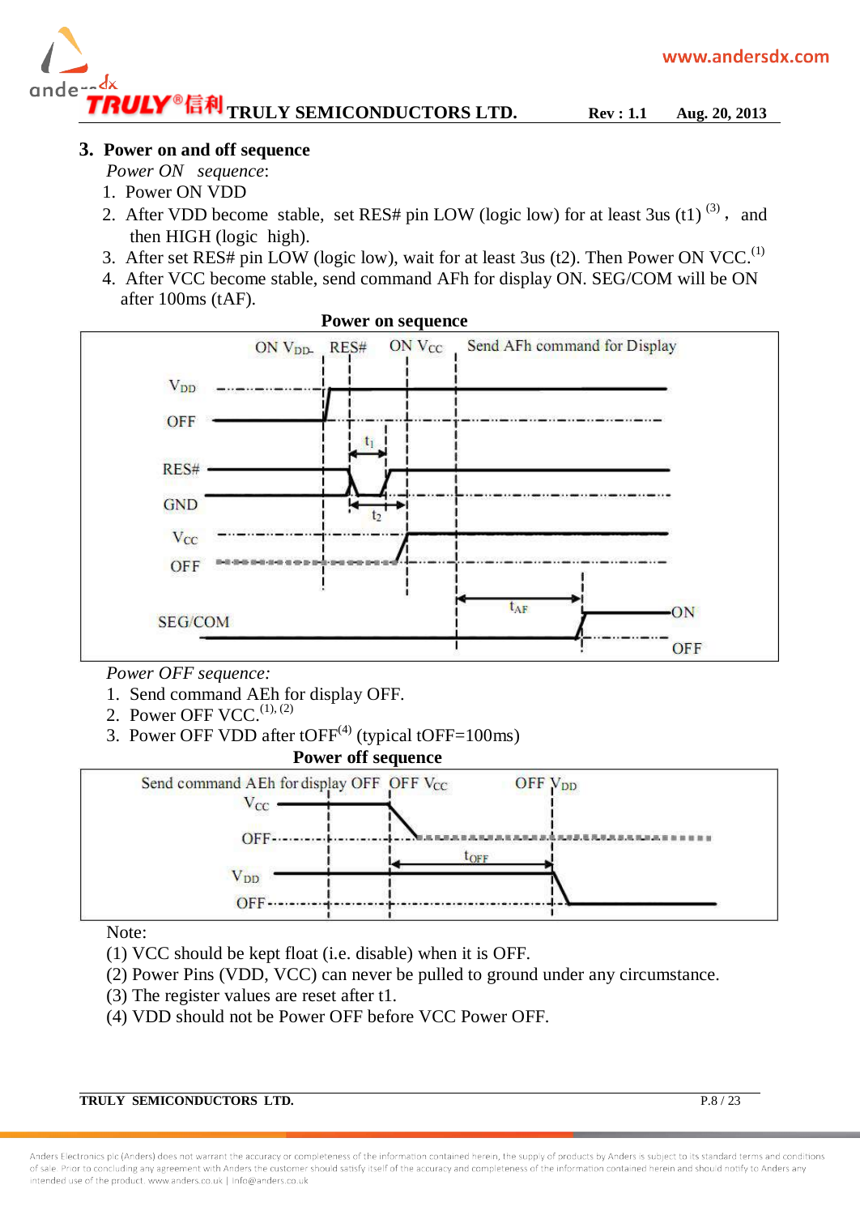## 3. Power on and off sequence

*Power ON sequence*:

1. Power ON VDD
2. After VDD become stable, set RES# pin LOW (logic low) for at least 3us (t1) [3], and then HIGH (logic high).
3. After set RES# pin LOW (logic low), wait for at least 3us (t2). Then Power ON VCC.[1]
4. After VCC become stable, send command AFh for display ON. SEG/COM will be ON after 100ms (tAF).

**Power on sequence**

*Power OFF sequence:*

1. Send command AEh for display OFF.
2. Power OFF VCC.[1], [2]
3. Power OFF VDD after tOFF[4] (typical tOFF=100ms)

**Power off sequence**

Note:

(1) VCC should be kept float (i.e. disable) when it is OFF.

(2) Power Pins (VDD, VCC) can never be pulled to ground under any circumstance.

(3) The register values are reset after t1.

(4) VDD should not be Power OFF before VCC Power OFF.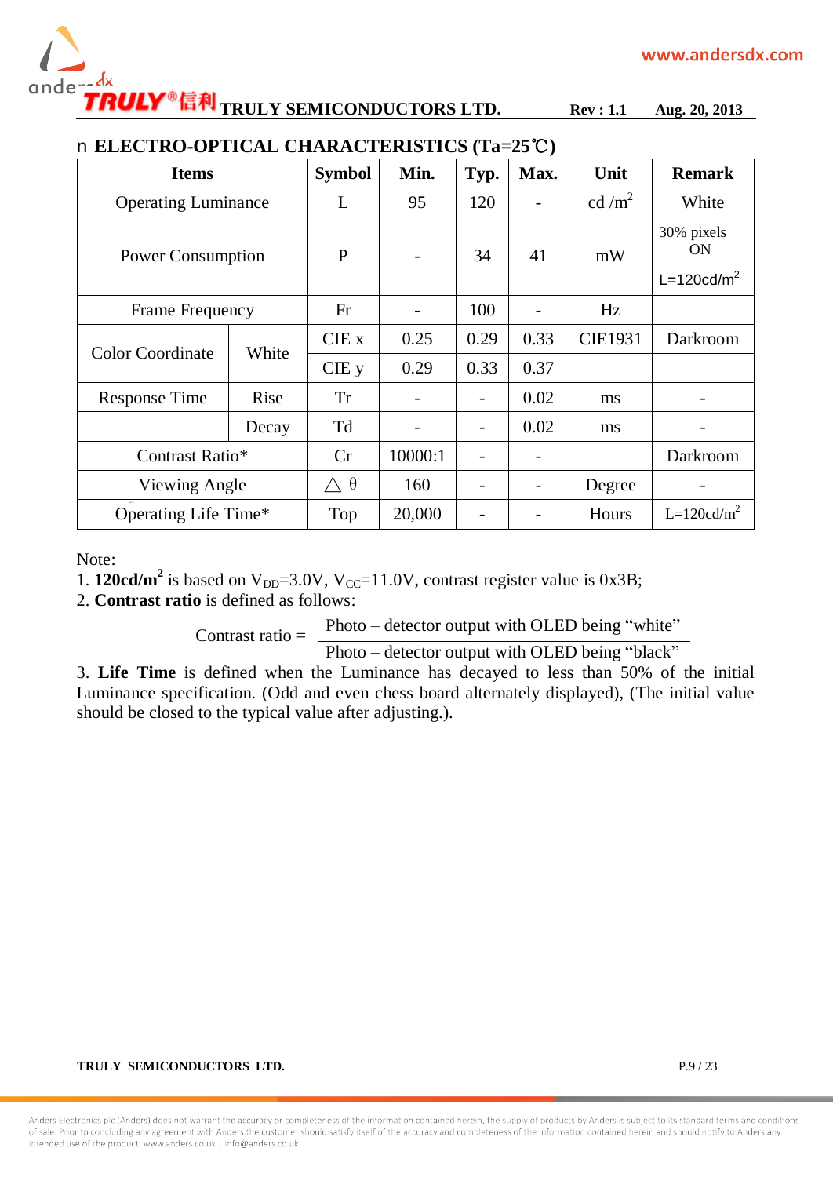## ■ ELECTRO-OPTICAL CHARACTERISTICS (Ta=25℃)

| Items | | Symbol | Min. | Typ. | Max. | Unit | Remark |
|---|---|---|---|---|---|---|---|
| Operating Luminance | | L | 95 | 120 | - | cd /m$^2$ | White |
| Power Consumption | | P | - | 34 | 41 | mW | 30% pixels ON L=120cd/m$^2$ |
| Frame Frequency | | Fr | - | 100 | - | Hz | |
| Color Coordinate | White | CIE x | 0.25 | 0.29 | 0.33 | CIE1931 | Darkroom |
| | | CIE y | 0.29 | 0.33 | 0.37 | | |
| Response Time | Rise | Tr | - | - | 0.02 | ms | - |
| | Decay | Td | - | - | 0.02 | ms | - |
| Contrast Ratio* | | Cr | 10000:1 | - | - | | Darkroom |
| Viewing Angle | | △ θ | 160 | - | - | Degree | - |
| Operating Life Time* | | Top | 20,000 | - | - | Hours | L=120cd/m$^2$ |

Note:

1. **120cd/m$^2$** is based on $V_{DD}$=3.0V, $V_{CC}$=11.0V, contrast register value is 0x3B;
2. **Contrast ratio** is defined as follows:

$$\text{Contrast ratio} = \frac{\text{Photo – detector output with OLED being “white”}}{\text{Photo – detector output with OLED being “black”}}$$

3. **Life Time** is defined when the Luminance has decayed to less than 50% of the initial Luminance specification. (Odd and even chess board alternately displayed), (The initial value should be closed to the typical value after adjusting.).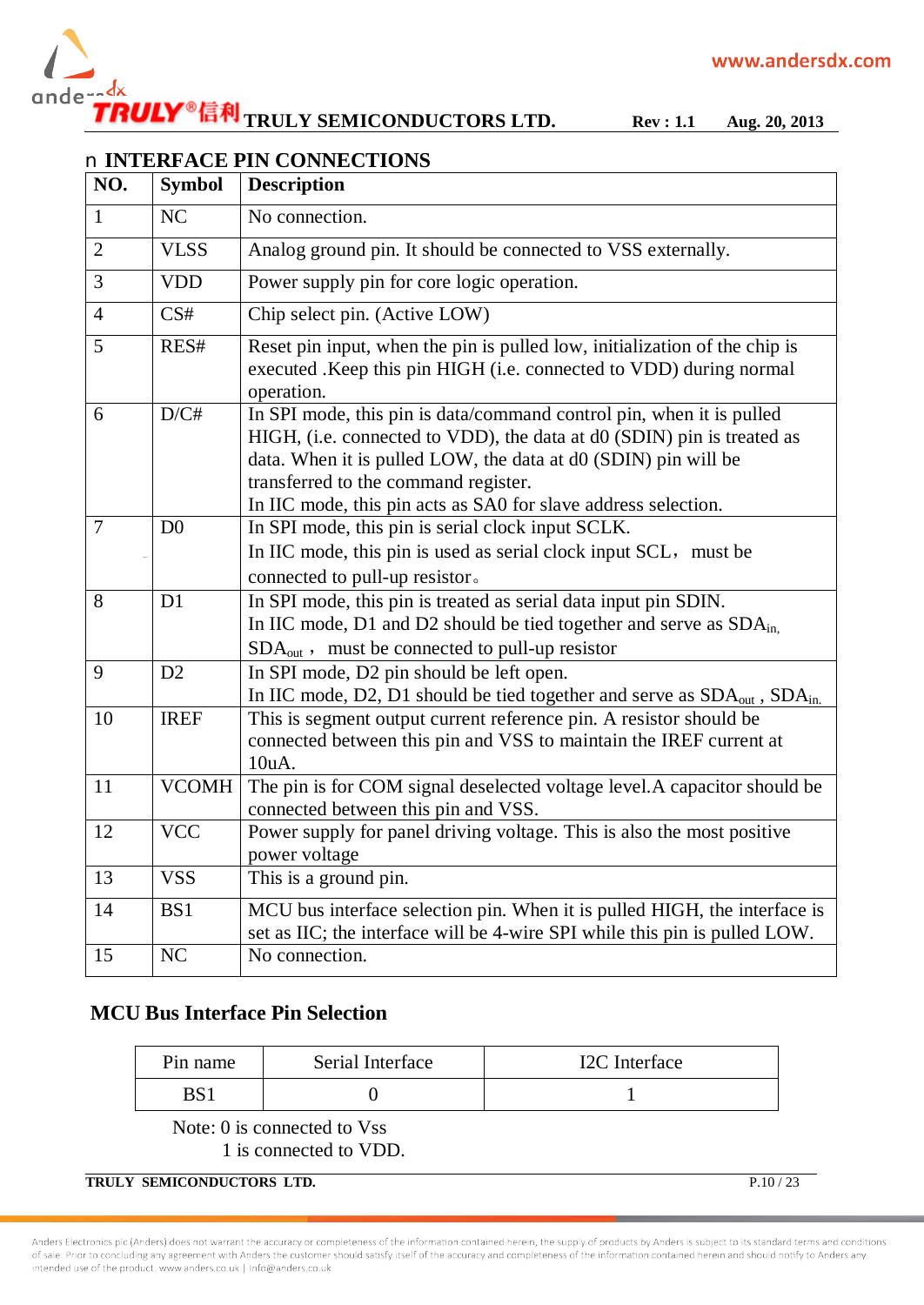## ■ INTERFACE PIN CONNECTIONS

| NO. | Symbol | Description |
|---|---|---|
| 1 | NC | No connection. |
| 2 | VLSS | Analog ground pin. It should be connected to VSS externally. |
| 3 | VDD | Power supply pin for core logic operation. |
| 4 | CS# | Chip select pin. (Active LOW) |
| 5 | RES# | Reset pin input, when the pin is pulled low, initialization of the chip is executed .Keep this pin HIGH (i.e. connected to VDD) during normal operation. |
| 6 | D/C# | In SPI mode, this pin is data/command control pin, when it is pulled HIGH, (i.e. connected to VDD), the data at d0 (SDIN) pin is treated as data. When it is pulled LOW, the data at d0 (SDIN) pin will be transferred to the command register.<br>In IIC mode, this pin acts as SA0 for slave address selection. |
| 7 | D0 | In SPI mode, this pin is serial clock input SCLK.<br>In IIC mode, this pin is used as serial clock input SCL， must be connected to pull-up resistor。 |
| 8 | D1 | In SPI mode, this pin is treated as serial data input pin SDIN.<br>In IIC mode, D1 and D2 should be tied together and serve as $SDA_{in,}$ $SDA_{out}$， must be connected to pull-up resistor |
| 9 | D2 | In SPI mode, D2 pin should be left open.<br>In IIC mode, D2, D1 should be tied together and serve as $SDA_{out}$ , $SDA_{in.}$ |
| 10 | IREF | This is segment output current reference pin. A resistor should be connected between this pin and VSS to maintain the IREF current at 10uA. |
| 11 | VCOMH | The pin is for COM signal deselected voltage level.A capacitor should be connected between this pin and VSS. |
| 12 | VCC | Power supply for panel driving voltage. This is also the most positive power voltage |
| 13 | VSS | This is a ground pin. |
| 14 | BS1 | MCU bus interface selection pin. When it is pulled HIGH, the interface is set as IIC; the interface will be 4-wire SPI while this pin is pulled LOW. |
| 15 | NC | No connection. |

### MCU Bus Interface Pin Selection

| Pin name | Serial Interface | I2C Interface |
|---|---|---|
| BS1 | 0 | 1 |

Note: 0 is connected to Vss
1 is connected to VDD.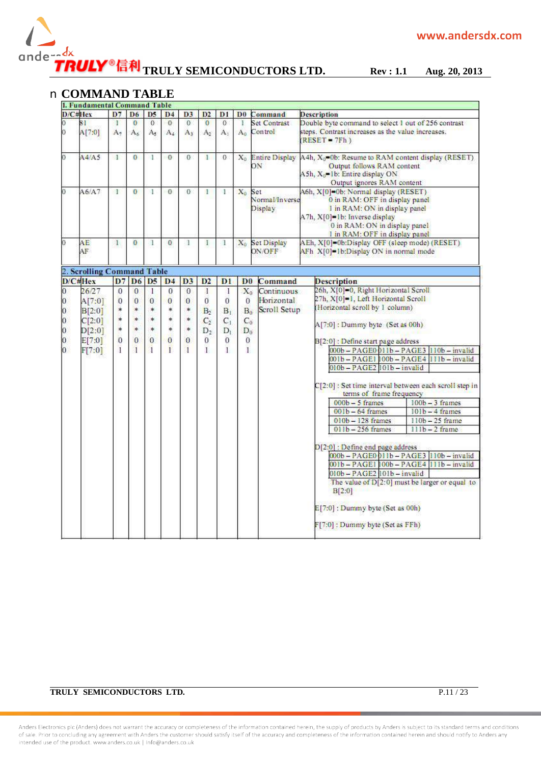## COMMAND TABLE

**1. Fundamental Command Table**

| D/C# | Hex | D7 | D6 | D5 | D4 | D3 | D2 | D1 | D0 | Command | Description |
|---|---|---|---|---|---|---|---|---|---|---|---|
| 0<br>0 | 81<br>A[7:0] | 1<br>$A_7$ | 0<br>$A_6$ | 0<br>$A_5$ | 0<br>$A_4$ | 0<br>$A_3$ | 0<br>$A_2$ | 0<br>$A_1$ | 1<br>$A_0$ | Set Contrast Control | Double byte command to select 1 out of 256 contrast steps. Contrast increases as the value increases. (RESET = 7Fh ) |
| 0 | A4/A5 | 1 | 0 | 1 | 0 | 0 | 1 | 0 | $X_0$ | Entire Display ON | A4h, $X_0$=0b: Resume to RAM content display (RESET) Output follows RAM content<br>A5h, $X_0$=1b: Entire display ON Output ignores RAM content |
| 0 | A6/A7 | 1 | 0 | 1 | 0 | 0 | 1 | 1 | $X_0$ | Set Normal/Inverse Display | A6h, X[0]=0b: Normal display (RESET) 0 in RAM: OFF in display panel 1 in RAM: ON in display panel<br>A7h, X[0]=1b: Inverse display 0 in RAM: ON in display panel 1 in RAM: OFF in display panel |
| 0 | AE<br>AF | 1 | 0 | 1 | 0 | 1 | 1 | 1 | $X_0$ | Set Display ON/OFF | AEh, X[0]=0b:Display OFF (sleep mode) (RESET)<br>AFh X[0]=1b:Display ON in normal mode |

**2. Scrolling Command Table**

| D/C# | Hex | D7 | D6 | D5 | D4 | D3 | D2 | D1 | D0 | Command | Description |
|---|---|---|---|---|---|---|---|---|---|---|---|
| 0 | 26/27 | 0 | 0 | 1 | 0 | 0 | 1 | 1 | $X_0$ | Continuous Horizontal Scroll Setup | 26h, X[0]=0, Right Horizontal Scroll<br>27h, X[0]=1, Left Horizontal Scroll<br>(Horizontal scroll by 1 column) |
| 0 | A[7:0] | 0 | 0 | 0 | 0 | 0 | 0 | 0 | 0 | | A[7:0] : Dummy byte (Set as 00h) |
| 0 | B[2:0] | * | * | * | * | * | $B_2$ | $B_1$ | $B_0$ | | B[2:0] : Define start page address<br>000b – PAGE0, 011b – PAGE3, 110b – invalid<br>001b – PAGE1, 100b – PAGE4, 111b – invalid<br>010b – PAGE2, 101b – invalid |
| 0 | C[2:0] | * | * | * | * | * | $C_2$ | $C_1$ | $C_0$ | | C[2:0] : Set time interval between each scroll step in terms of frame frequency<br>000b – 5 frames, 100b – 3 frames<br>001b – 64 frames, 101b – 4 frames<br>010b – 128 frames, 110b – 25 frame<br>011b – 256 frames, 111b – 2 frame |
| 0 | D[2:0] | * | * | * | * | * | $D_2$ | $D_1$ | $D_0$ | | D[2:0] : Define end page address<br>000b – PAGE0, 011b – PAGE3, 110b – invalid<br>001b – PAGE1, 100b – PAGE4, 111b – invalid<br>010b – PAGE2, 101b – invalid<br>The value of D[2:0] must be larger or equal to B[2:0] |
| 0 | E[7:0] | 0 | 0 | 0 | 0 | 0 | 0 | 0 | 0 | | E[7:0] : Dummy byte (Set as 00h) |
| 0 | F[7:0] | 1 | 1 | 1 | 1 | 1 | 1 | 1 | 1 | | F[7:0] : Dummy byte (Set as FFh) |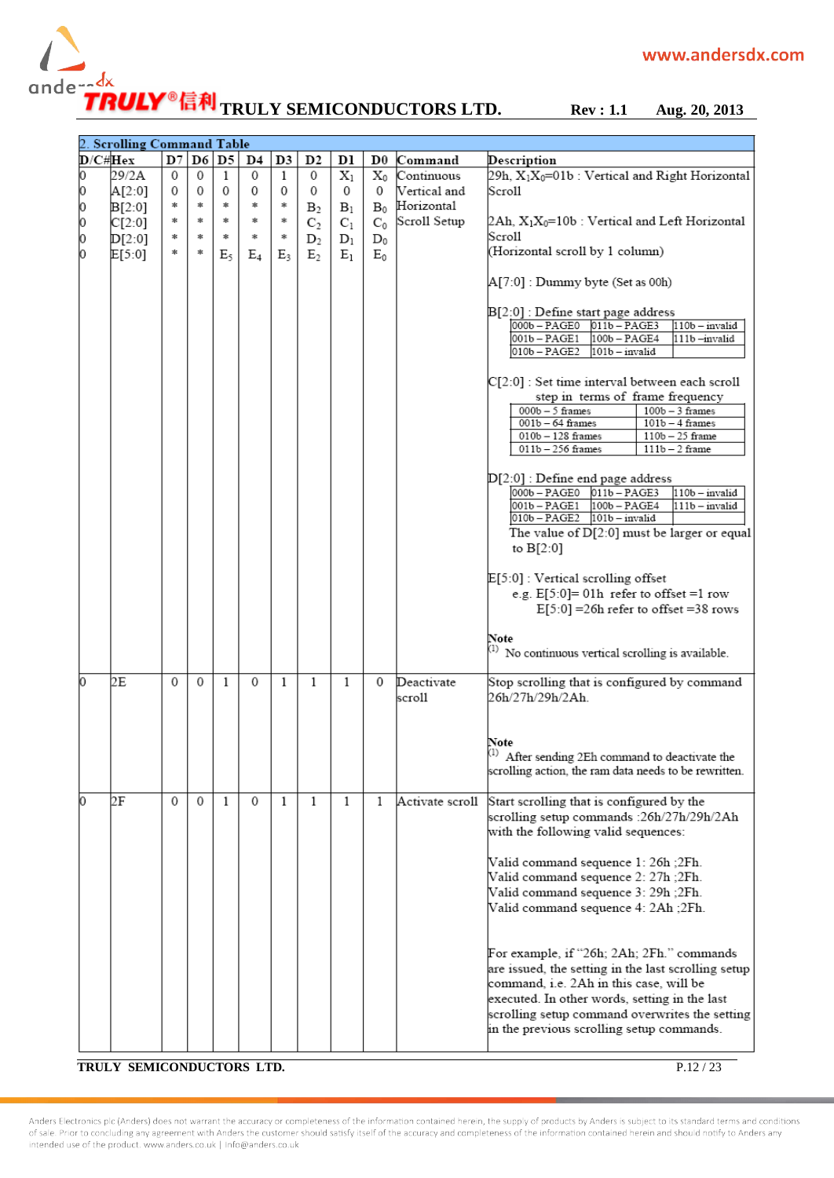## 2. Scrolling Command Table

| D/C# | Hex | D7 | D6 | D5 | D4 | D3 | D2 | D1 | D0 | Command | Description |
|---|---|---|---|---|---|---|---|---|---|---|---|
| 0 | 29/2A | 0 | 0 | 1 | 0 | 1 | 0 | $X_1$ | $X_0$ | Continuous Vertical and Horizontal Scroll Setup | 29h, $X_1X_0$=01b : Vertical and Right Horizontal Scroll<br><br>2Ah, $X_1X_0$=10b : Vertical and Left Horizontal Scroll<br>(Horizontal scroll by 1 column)<br><br>A[7:0] : Dummy byte (Set as 00h)<br><br>B[2:0] : Define start page address<br>000b – PAGE0, 011b – PAGE3, 110b – invalid<br>001b – PAGE1, 100b – PAGE4, 111b –invalid<br>010b – PAGE2, 101b – invalid<br><br>C[2:0] : Set time interval between each scroll step in terms of frame frequency<br>000b – 5 frames, 100b – 3 frames<br>001b – 64 frames, 101b – 4 frames<br>010b – 128 frames, 110b – 25 frame<br>011b – 256 frames, 111b – 2 frame<br><br>D[2:0] : Define end page address<br>000b – PAGE0, 011b – PAGE3, 110b – invalid<br>001b – PAGE1, 100b – PAGE4, 111b – invalid<br>010b – PAGE2, 101b – invalid<br>The value of D[2:0] must be larger or equal to B[2:0]<br><br>E[5:0] : Vertical scrolling offset<br>e.g. E[5:0]= 01h refer to offset =1 row<br>E[5:0] =26h refer to offset =38 rows<br><br>**Note**<br>(1) No continuous vertical scrolling is available. |
| 0 | A[2:0] | 0 | 0 | 0 | 0 | 0 | 0 | 0 | 0 | | |
| 0 | B[2:0] | * | * | * | * | * | $B_2$ | $B_1$ | $B_0$ | | |
| 0 | C[2:0] | * | * | * | * | * | $C_2$ | $C_1$ | $C_0$ | | |
| 0 | D[2:0] | * | * | * | * | * | $D_2$ | $D_1$ | $D_0$ | | |
| 0 | E[5:0] | * | * | $E_5$ | $E_4$ | $E_3$ | $E_2$ | $E_1$ | $E_0$ | | |
| 0 | 2E | 0 | 0 | 1 | 0 | 1 | 1 | 1 | 0 | Deactivate scroll | Stop scrolling that is configured by command 26h/27h/29h/2Ah.<br><br>**Note**<br>(1) After sending 2Eh command to deactivate the scrolling action, the ram data needs to be rewritten. |
| 0 | 2F | 0 | 0 | 1 | 0 | 1 | 1 | 1 | 1 | Activate scroll | Start scrolling that is configured by the scrolling setup commands :26h/27h/29h/2Ah with the following valid sequences:<br><br>Valid command sequence 1: 26h ;2Fh.<br>Valid command sequence 2: 27h ;2Fh.<br>Valid command sequence 3: 29h ;2Fh.<br>Valid command sequence 4: 2Ah ;2Fh.<br><br>For example, if "26h; 2Ah; 2Fh." commands are issued, the setting in the last scrolling setup command, i.e. 2Ah in this case, will be executed. In other words, setting in the last scrolling setup command overwrites the setting in the previous scrolling setup commands. |

Anders Electronics plc (Anders) does not warrant the accuracy or completeness of the information contained herein, the supply of products by Anders is subject to its standard terms and conditions of sale. Prior to concluding any agreement with Anders the customer should satisfy itself of the accuracy and completeness of the information contained herein and should notify to Anders any intended use of the product. www.anders.co.uk | info@anders.co.uk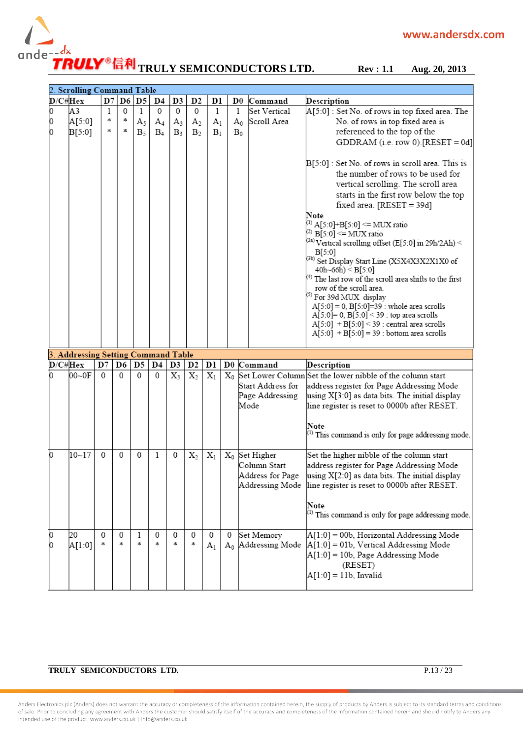## 2. Scrolling Command Table

| D/C# | Hex | D7 | D6 | D5 | D4 | D3 | D2 | D1 | D0 | Command | Description |
|---|---|---|---|---|---|---|---|---|---|---|---|
| 0 | A3 | 1 | 0 | 1 | 0 | 0 | 0 | 1 | 1 | Set Vertical Scroll Area | A[5:0] : Set No. of rows in top fixed area. The No. of rows in top fixed area is referenced to the top of the GDDRAM (i.e. row 0).[RESET = 0d]<br><br>B[5:0] : Set No. of rows in scroll area. This is the number of rows to be used for vertical scrolling. The scroll area starts in the first row below the top fixed area. [RESET = 39d]<br><br>**Note**<br>(1) A[5:0]+B[5:0] <= MUX ratio<br>(2) B[5:0] <= MUX ratio<br>(3a) Vertical scrolling offset (E[5:0] in 29h/2Ah) < B[5:0]<br>(3b) Set Display Start Line (X5X4X3X2X1X0 of 40h~66h) < B[5:0]<br>(4) The last row of the scroll area shifts to the first row of the scroll area.<br>(5) For 39d MUX display<br>A[5:0] = 0, B[5:0]=39 : whole area scrolls<br>A[5:0]= 0, B[5:0] < 39 : top area scrolls<br>A[5:0] + B[5:0] < 39 : central area scrolls<br>A[5:0] + B[5:0] = 39 : bottom area scrolls |
| 0 | A[5:0] | * | * | $A_5$ | $A_4$ | $A_3$ | $A_2$ | $A_1$ | $A_0$ | | |
| 0 | B[5:0] | * | * | $B_5$ | $B_4$ | $B_3$ | $B_2$ | $B_1$ | $B_0$ | | |

## 3. Addressing Setting Command Table

| D/C# | Hex | D7 | D6 | D5 | D4 | D3 | D2 | D1 | D0 | Command | Description |
|---|---|---|---|---|---|---|---|---|---|---|---|
| 0 | 00~0F | 0 | 0 | 0 | 0 | $X_3$ | $X_2$ | $X_1$ | $X_0$ | Set Lower Column Start Address for Page Addressing Mode | Set the lower nibble of the column start address register for Page Addressing Mode using X[3:0] as data bits. The initial display line register is reset to 0000b after RESET.<br><br>**Note**<br>(1) This command is only for page addressing mode. |
| 0 | 10~17 | 0 | 0 | 0 | 1 | 0 | $X_2$ | $X_1$ | $X_0$ | Set Higher Column Start Address for Page Addressing Mode | Set the higher nibble of the column start address register for Page Addressing Mode using X[2:0] as data bits. The initial display line register is reset to 0000b after RESET.<br><br>**Note**<br>(1) This command is only for page addressing mode. |
| 0 | 20 | 0 | 0 | 1 | 0 | 0 | 0 | 0 | 0 | Set Memory Addressing Mode | A[1:0] = 00b, Horizontal Addressing Mode<br>A[1:0] = 01b, Vertical Addressing Mode<br>A[1:0] = 10b, Page Addressing Mode (RESET)<br>A[1:0] = 11b, Invalid |
| 0 | A[1:0] | * | * | * | * | * | * | $A_1$ | $A_0$ | | |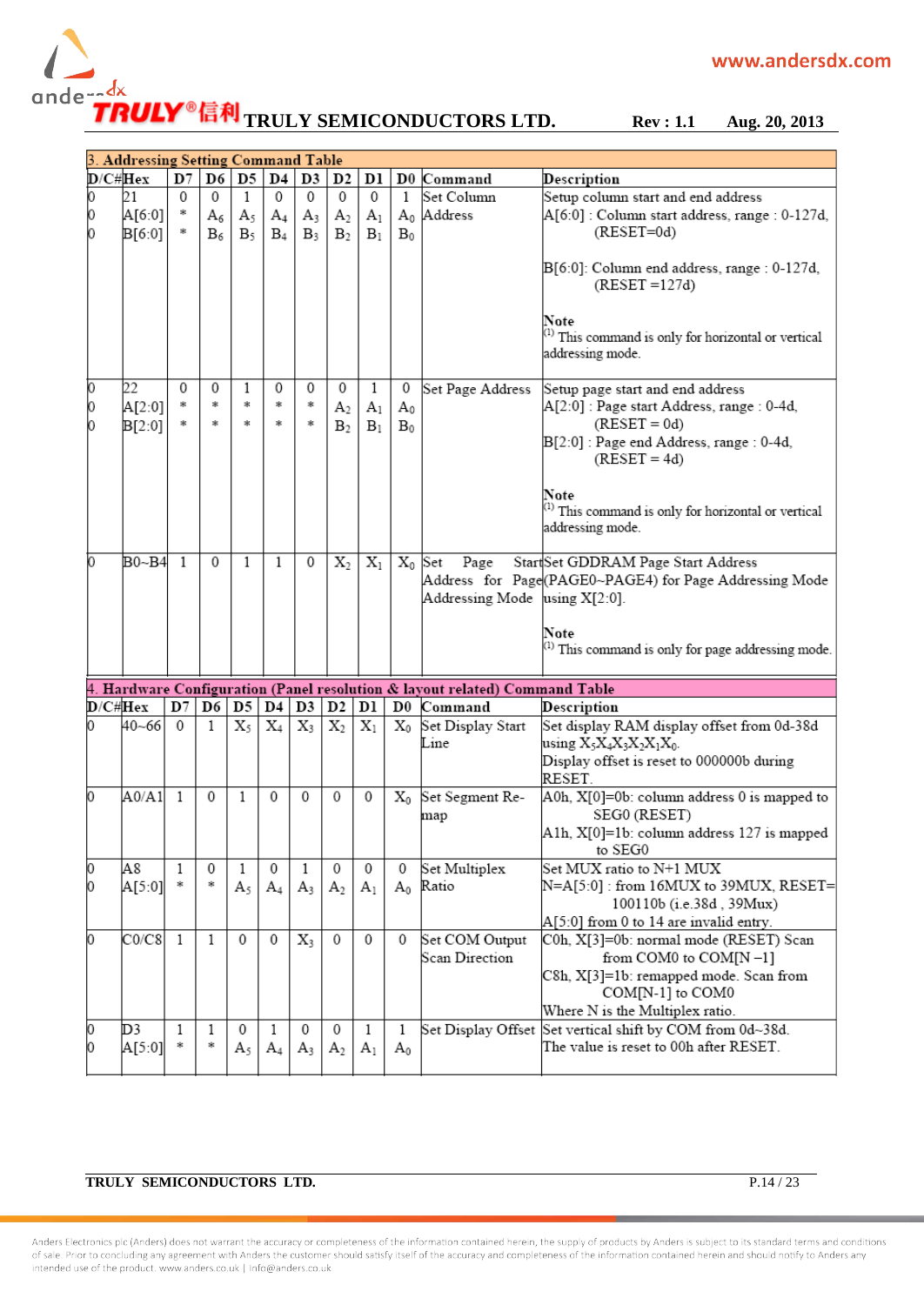## 3. Addressing Setting Command Table

| D/C# | Hex | D7 | D6 | D5 | D4 | D3 | D2 | D1 | D0 | Command | Description |
|---|---|---|---|---|---|---|---|---|---|---|---|
| 0<br>0<br>0 | 21<br>A[6:0]<br>B[6:0] | 0<br>*<br>* | 0<br>$A_6$<br>$B_6$ | 1<br>$A_5$<br>$B_5$ | 0<br>$A_4$<br>$B_4$ | 0<br>$A_3$<br>$B_3$ | 0<br>$A_2$<br>$B_2$ | 0<br>$A_1$<br>$B_1$ | 1<br>$A_0$<br>$B_0$ | Set Column Address | Setup column start and end address<br>A[6:0] : Column start address, range : 0-127d, (RESET=0d)<br><br>B[6:0]: Column end address, range : 0-127d, (RESET =127d)<br><br>**Note**<br>(1) This command is only for horizontal or vertical addressing mode. |
| 0<br>0<br>0 | 22<br>A[2:0]<br>B[2:0] | 0<br>*<br>* | 0<br>*<br>* | 1<br>*<br>* | 0<br>*<br>* | 0<br>*<br>* | 0<br>$A_2$<br>$B_2$ | 1<br>$A_1$<br>$B_1$ | 0<br>$A_0$<br>$B_0$ | Set Page Address | Setup page start and end address<br>A[2:0] : Page start Address, range : 0-4d, (RESET = 0d)<br>B[2:0] : Page end Address, range : 0-4d, (RESET = 4d)<br><br>**Note**<br>(1) This command is only for horizontal or vertical addressing mode. |
| 0 | B0~B4 | 1 | 0 | 1 | 1 | 0 | $X_2$ | $X_1$ | $X_0$ | Set Page Start Address for Page Addressing Mode | Set GDDRAM Page Start Address (PAGE0~PAGE4) for Page Addressing Mode using X[2:0].<br><br>**Note**<br>(1) This command is only for page addressing mode. |

## 4. Hardware Configuration (Panel resolution & layout related) Command Table

| D/C# | Hex | D7 | D6 | D5 | D4 | D3 | D2 | D1 | D0 | Command | Description |
|---|---|---|---|---|---|---|---|---|---|---|---|
| 0 | 40~66 | 0 | 1 | $X_5$ | $X_4$ | $X_3$ | $X_2$ | $X_1$ | $X_0$ | Set Display Start Line | Set display RAM display offset from 0d-38d using $X_5X_4X_3X_2X_1X_0$.<br>Display offset is reset to 000000b during RESET. |
| 0 | A0/A1 | 1 | 0 | 1 | 0 | 0 | 0 | 0 | $X_0$ | Set Segment Re-map | A0h, X[0]=0b: column address 0 is mapped to SEG0 (RESET)<br>A1h, X[0]=1b: column address 127 is mapped to SEG0 |
| 0<br>0 | A8<br>A[5:0] | 1<br>* | 0<br>* | 1<br>$A_5$ | 0<br>$A_4$ | 1<br>$A_3$ | 0<br>$A_2$ | 0<br>$A_1$ | 0<br>$A_0$ | Set Multiplex Ratio | Set MUX ratio to N+1 MUX<br>N=A[5:0] : from 16MUX to 39MUX, RESET= 100110b (i.e.38d , 39Mux)<br>A[5:0] from 0 to 14 are invalid entry. |
| 0 | C0/C8 | 1 | 1 | 0 | 0 | $X_3$ | 0 | 0 | 0 | Set COM Output Scan Direction | C0h, X[3]=0b: normal mode (RESET) Scan from COM0 to COM[N –1]<br>C8h, X[3]=1b: remapped mode. Scan from COM[N-1] to COM0<br>Where N is the Multiplex ratio. |
| 0<br>0 | D3<br>A[5:0] | 1<br>* | 1<br>* | 0<br>$A_5$ | 1<br>$A_4$ | 0<br>$A_3$ | 0<br>$A_2$ | 1<br>$A_1$ | 1<br>$A_0$ | Set Display Offset | Set vertical shift by COM from 0d~38d.<br>The value is reset to 00h after RESET. |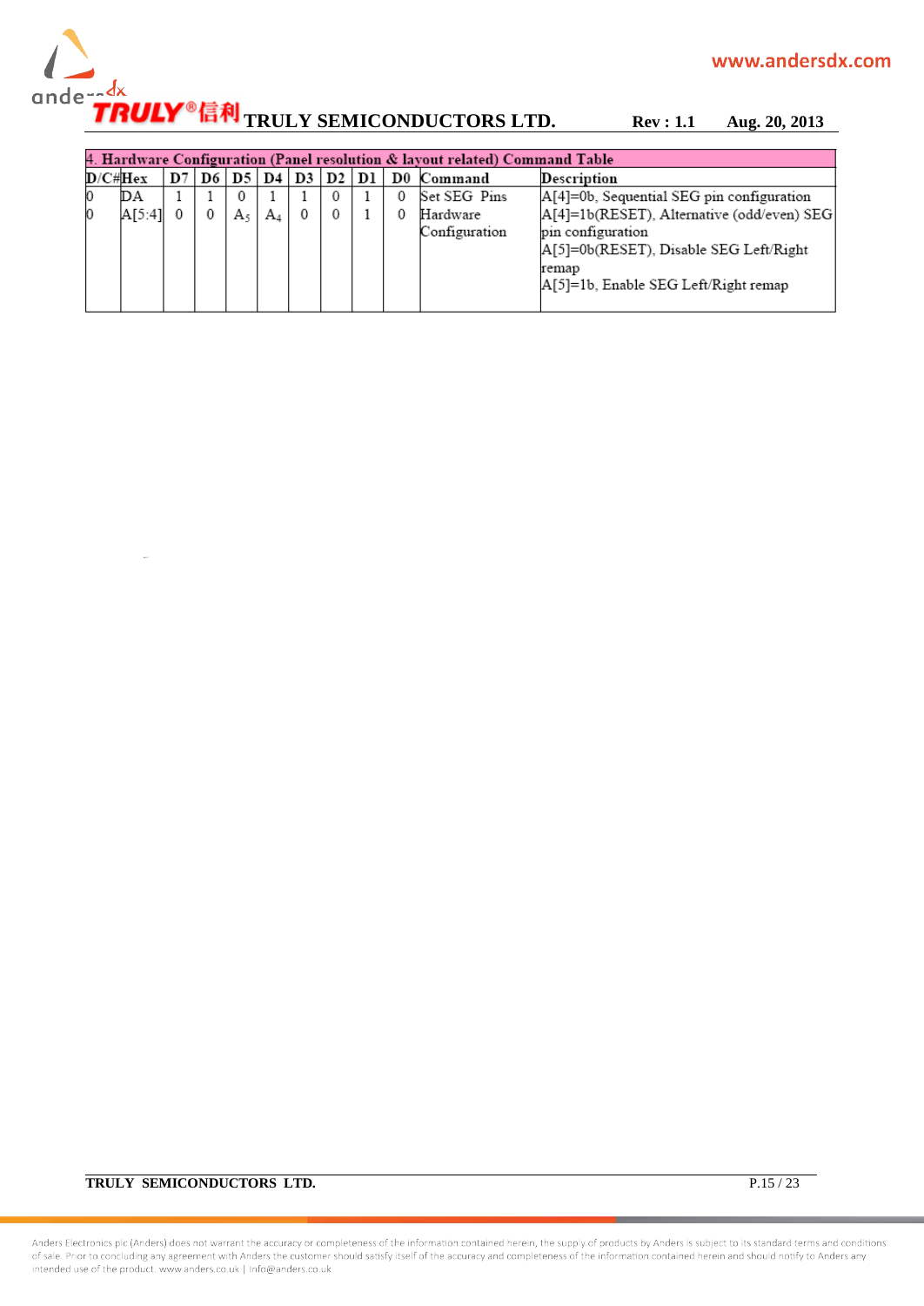| 4. Hardware Configuration (Panel resolution & layout related) Command Table | | | | | | | | | | | |
|---|---|---|---|---|---|---|---|---|---|---|---|
| D/C# | Hex | D7 | D6 | D5 | D4 | D3 | D2 | D1 | D0 | Command | Description |
| 0<br>0 | DA<br>A[5:4] | 1<br>0 | 1<br>0 | 0<br>$A_5$ | 1<br>$A_4$ | 1<br>0 | 0<br>0 | 1<br>1 | 0<br>0 | Set SEG Pins Hardware Configuration | A[4]=0b, Sequential SEG pin configuration<br>A[4]=1b(RESET), Alternative (odd/even) SEG pin configuration<br>A[5]=0b(RESET), Disable SEG Left/Right remap<br>A[5]=1b, Enable SEG Left/Right remap |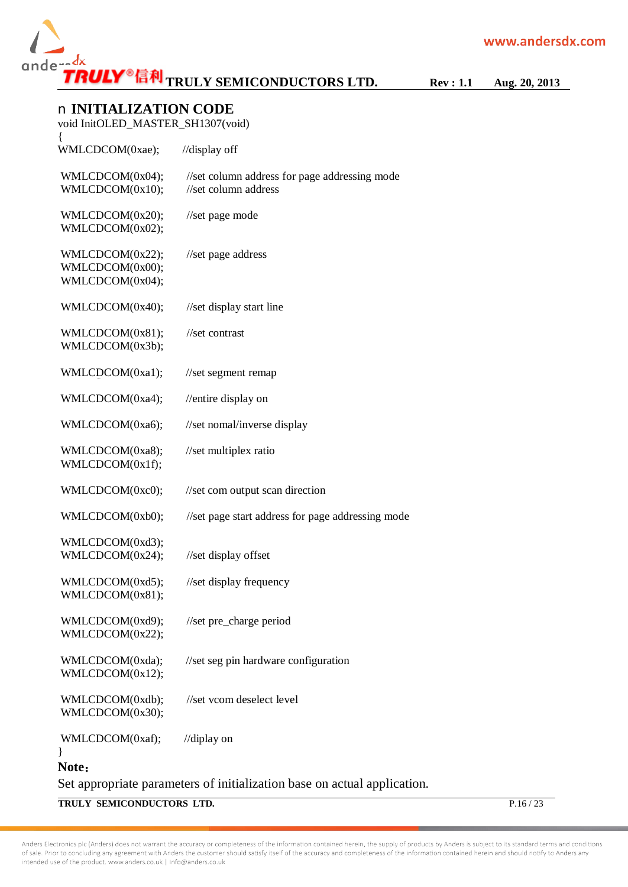## ■ INITIALIZATION CODE

```
void InitOLED_MASTER_SH1307(void)
{
WMLCDCOM(0xae);        //display off

WMLCDCOM(0x04);        //set column address for page addressing mode
WMLCDCOM(0x10);        //set column address

WMLCDCOM(0x20);        //set page mode
WMLCDCOM(0x02);

WMLCDCOM(0x22);        //set page address
WMLCDCOM(0x00);
WMLCDCOM(0x04);

WMLCDCOM(0x40);        //set display start line

WMLCDCOM(0x81);        //set contrast
WMLCDCOM(0x3b);

WMLCDCOM(0xa1);        //set segment remap

WMLCDCOM(0xa4);        //entire display on

WMLCDCOM(0xa6);        //set nomal/inverse display

WMLCDCOM(0xa8);        //set multiplex ratio
WMLCDCOM(0x1f);

WMLCDCOM(0xc0);        //set com output scan direction

WMLCDCOM(0xb0);        //set page start address for page addressing mode

WMLCDCOM(0xd3);
WMLCDCOM(0x24);        //set display offset

WMLCDCOM(0xd5);        //set display frequency
WMLCDCOM(0x81);

WMLCDCOM(0xd9);        //set pre_charge period
WMLCDCOM(0x22);

WMLCDCOM(0xda);        //set seg pin hardware configuration
WMLCDCOM(0x12);

WMLCDCOM(0xdb);        //set vcom deselect level
WMLCDCOM(0x30);

WMLCDCOM(0xaf);        //diplay on
}
```

**Note：**

Set appropriate parameters of initialization base on actual application.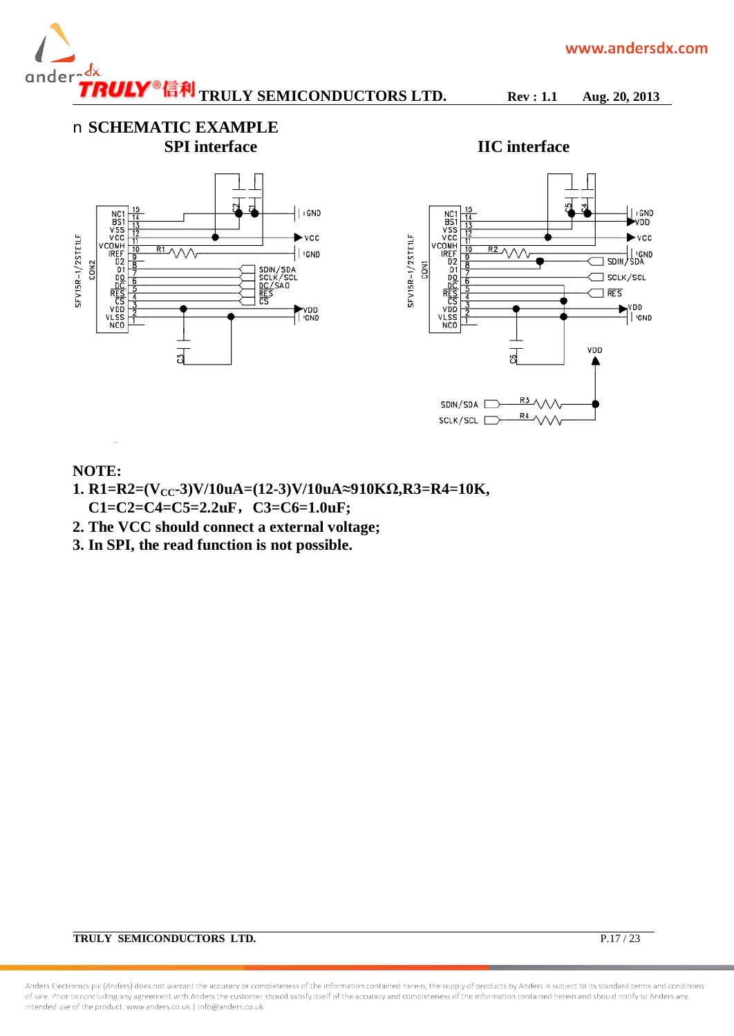## ■ SCHEMATIC EXAMPLE

**SPI interface** **IIC interface**

**NOTE:**

1. **R1=R2=($V_{CC}$-3)V/10uA=(12-3)V/10uA≈910KΩ,R3=R4=10K,**
   **C1=C2=C4=C5=2.2uF，C3=C6=1.0uF;**
2. **The VCC should connect a external voltage;**
3. **In SPI, the read function is not possible.**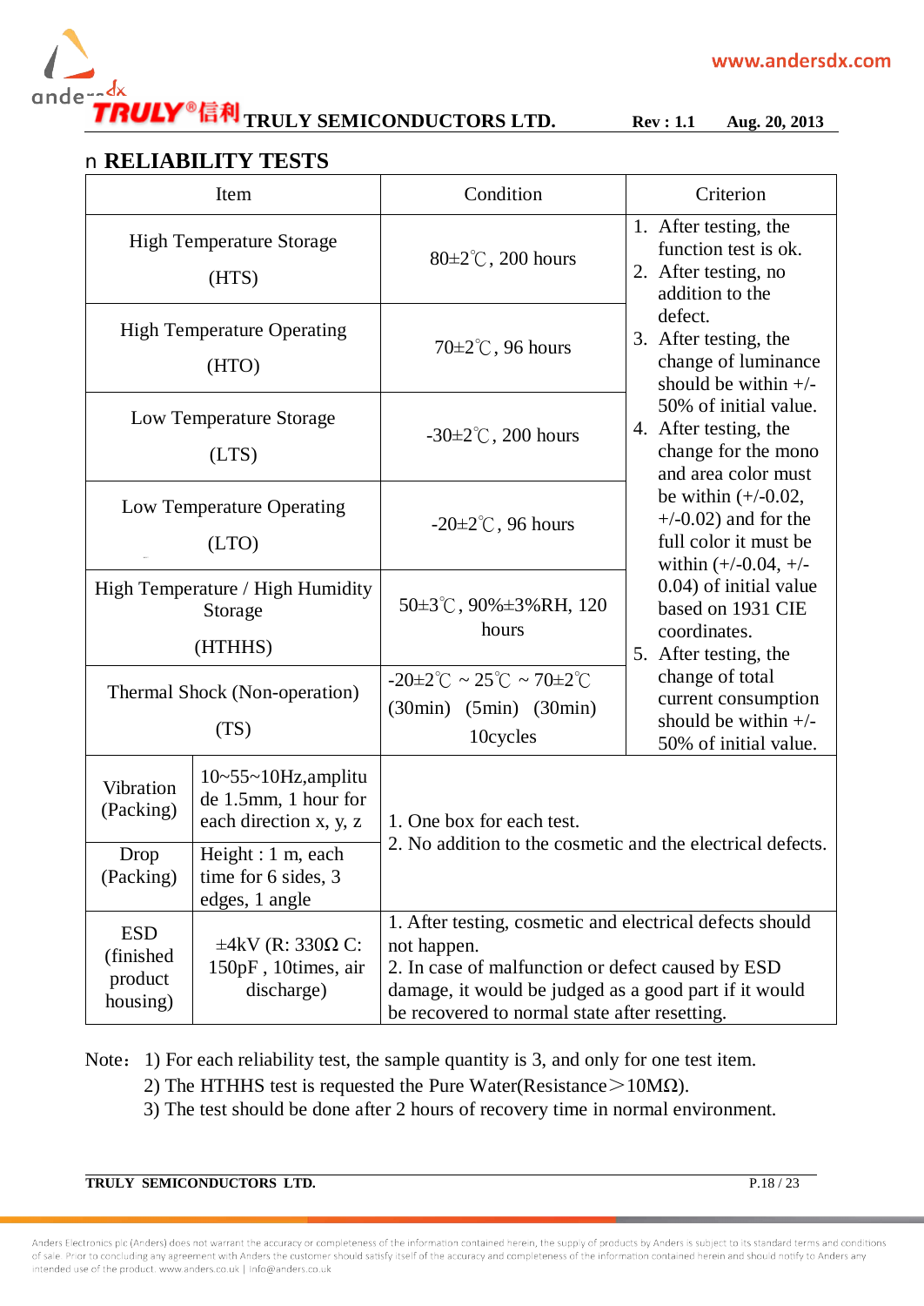## RELIABILITY TESTS

| Item | | Condition | Criterion |
|---|---|---|---|
| High Temperature Storage (HTS) | | 80±2℃, 200 hours | 1. After testing, the function test is ok.<br>2. After testing, no addition to the defect.<br>3. After testing, the change of luminance should be within +/- 50% of initial value.<br>4. After testing, the change for the mono and area color must be within (+/-0.02, +/-0.02) and for the full color it must be within (+/-0.04, +/-0.04) of initial value based on 1931 CIE coordinates.<br>5. After testing, the change of total current consumption should be within +/- 50% of initial value. |
| High Temperature Operating (HTO) | | 70±2℃, 96 hours | |
| Low Temperature Storage (LTS) | | -30±2℃, 200 hours | |
| Low Temperature Operating (LTO) | | -20±2℃, 96 hours | |
| High Temperature / High Humidity Storage (HTHHS) | | 50±3℃, 90%±3%RH, 120 hours | |
| Thermal Shock (Non-operation) (TS) | | -20±2℃ ~ 25℃ ~ 70±2℃ (30min) (5min) (30min) 10cycles | |
| Vibration (Packing) | 10~55~10Hz,amplitude 1.5mm, 1 hour for each direction x, y, z | 1. One box for each test.<br>2. No addition to the cosmetic and the electrical defects. | |
| Drop (Packing) | Height : 1 m, each time for 6 sides, 3 edges, 1 angle | | |
| ESD (finished product housing) | ±4kV (R: 330Ω C: 150pF , 10times, air discharge) | 1. After testing, cosmetic and electrical defects should not happen.<br>2. In case of malfunction or defect caused by ESD damage, it would be judged as a good part if it would be recovered to normal state after resetting. | |

Note： 1) For each reliability test, the sample quantity is 3, and only for one test item.
2) The HTHHS test is requested the Pure Water(Resistance＞10MΩ).
3) The test should be done after 2 hours of recovery time in normal environment.

Anders Electronics plc (Anders) does not warrant the accuracy or completeness of the information contained herein, the supply of products by Anders is subject to its standard terms and conditions of sale. Prior to concluding any agreement with Anders the customer should satisfy itself of the accuracy and completeness of the information contained herein and should notify to Anders any intended use of the product. www.anders.co.uk | info@anders.co.uk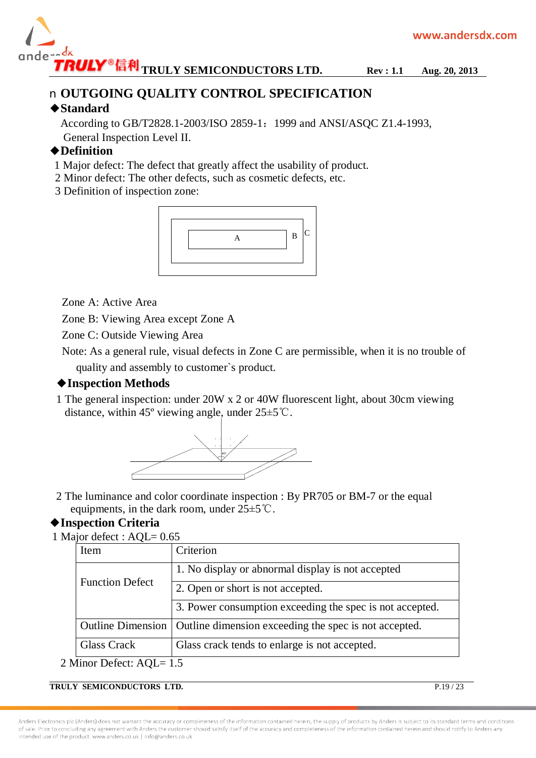# OUTGOING QUALITY CONTROL SPECIFICATION

## ◆Standard

According to GB/T2828.1-2003/ISO 2859-1：1999 and ANSI/ASQC Z1.4-1993, General Inspection Level II.

## ◆Definition

1 Major defect: The defect that greatly affect the usability of product.

2 Minor defect: The other defects, such as cosmetic defects, etc.

3 Definition of inspection zone:

Zone A: Active Area

Zone B: Viewing Area except Zone A

Zone C: Outside Viewing Area

Note: As a general rule, visual defects in Zone C are permissible, when it is no trouble of quality and assembly to customer`s product.

## ◆Inspection Methods

1 The general inspection: under 20W x 2 or 40W fluorescent light, about 30cm viewing distance, within 45º viewing angle, under 25±5℃.

2 The luminance and color coordinate inspection : By PR705 or BM-7 or the equal equipments, in the dark room, under 25±5℃.

## ◆Inspection Criteria

1 Major defect : AQL= 0.65

| Item | Criterion |
|---|---|
| Function Defect | 1. No display or abnormal display is not accepted |
| | 2. Open or short is not accepted. |
| | 3. Power consumption exceeding the spec is not accepted. |
| Outline Dimension | Outline dimension exceeding the spec is not accepted. |
| Glass Crack | Glass crack tends to enlarge is not accepted. |

2 Minor Defect: AQL= 1.5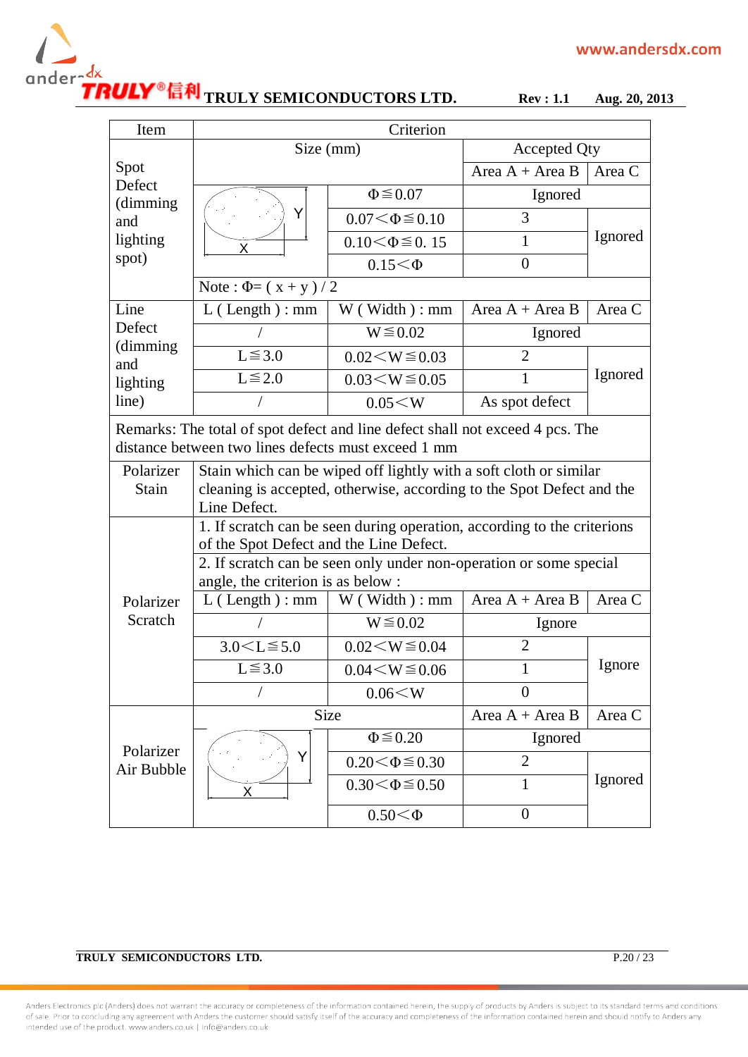| Item | Criterion | | | |
|---|---|---|---|---|
| Spot Defect (dimming and lighting spot) | Size (mm) | | Accepted Qty | |
| | | | Area A + Area B | Area C |
| | X / Y | Φ≦0.07 | Ignored | |
| | | 0.07<Φ≦0.10 | 3 | Ignored |
| | | 0.10<Φ≦0. 15 | 1 | |
| | | 0.15<Φ | 0 | |
| | Note : Φ= ( x + y ) / 2 | | | |
| Line Defect (dimming and lighting line) | L ( Length ) : mm | W ( Width ) : mm | Area A + Area B | Area C |
| | / | W≦0.02 | Ignored | |
| | L≦3.0 | 0.02<W≦0.03 | 2 | Ignored |
| | L≦2.0 | 0.03<W≦0.05 | 1 | |
| | / | 0.05<W | As spot defect | |
| Remarks: The total of spot defect and line defect shall not exceed 4 pcs. The distance between two lines defects must exceed 1 mm | | | | |
| Polarizer Stain | Stain which can be wiped off lightly with a soft cloth or similar cleaning is accepted, otherwise, according to the Spot Defect and the Line Defect. | | | |
| Polarizer Scratch | 1. If scratch can be seen during operation, according to the criterions of the Spot Defect and the Line Defect. | | | |
| | 2. If scratch can be seen only under non-operation or some special angle, the criterion is as below : | | | |
| | L ( Length ) : mm | W ( Width ) : mm | Area A + Area B | Area C |
| | / | W≦0.02 | Ignore | |
| | 3.0<L≦5.0 | 0.02<W≦0.04 | 2 | Ignore |
| | L≦3.0 | 0.04<W≦0.06 | 1 | |
| | / | 0.06<W | 0 | |
| Polarizer Air Bubble | Size | | Area A + Area B | Area C |
| | X / Y | Φ≦0.20 | Ignored | |
| | | 0.20<Φ≦0.30 | 2 | Ignored |
| | | 0.30<Φ≦0.50 | 1 | |
| | | 0.50<Φ | 0 | |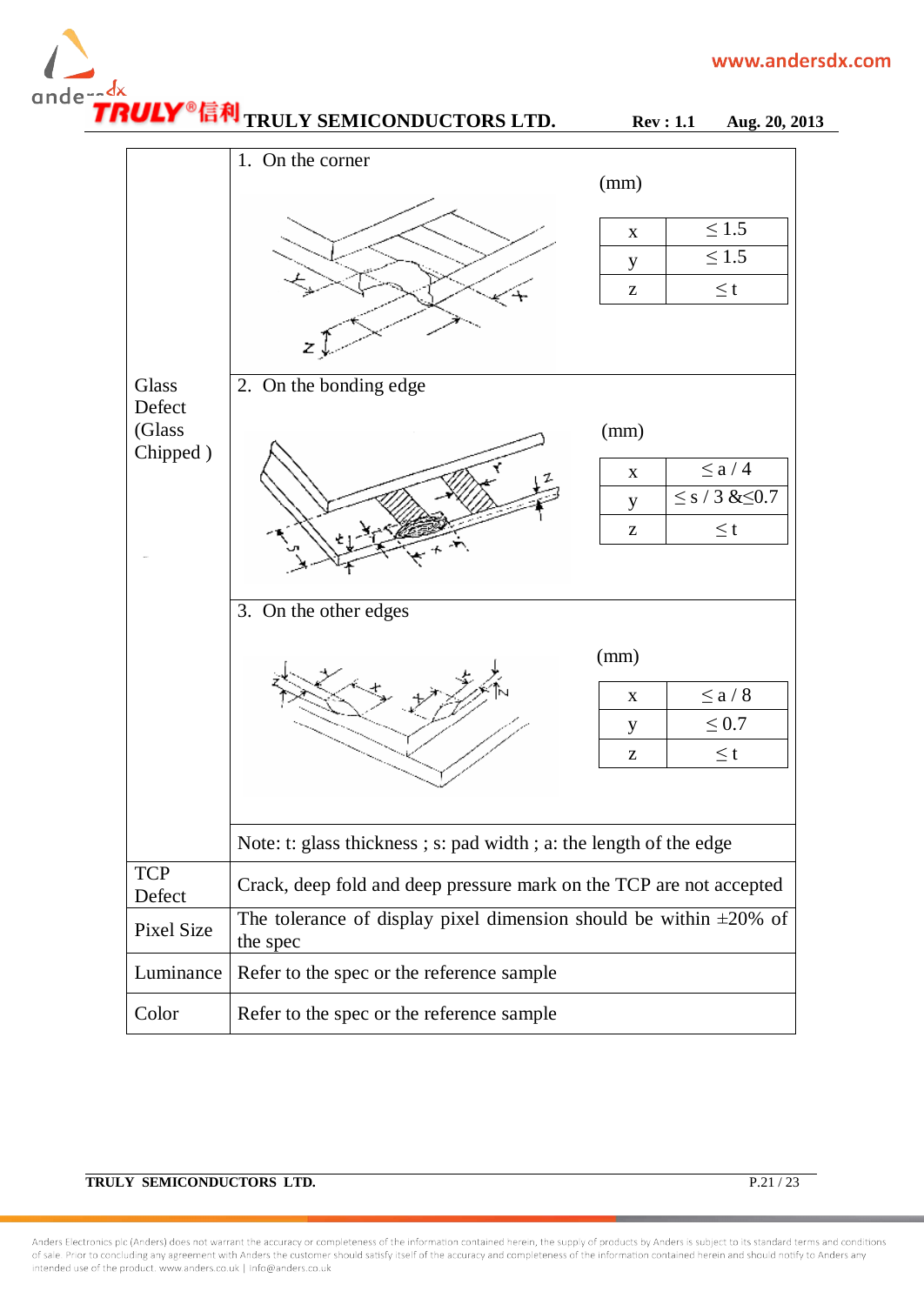| | | |
|---|---|---|
| Glass Defect (Glass Chipped ) | 1. On the corner<br><br>(mm)<br><br>x: $\leq 1.5$<br>y: $\leq 1.5$<br>z: $\leq t$ | |
| | 2. On the bonding edge<br><br>(mm)<br><br>x: $\leq a / 4$<br>y: $\leq s / 3$ &$\leq 0.7$<br>z: $\leq t$ | |
| | 3. On the other edges<br><br>(mm)<br><br>x: $\leq a / 8$<br>y: $\leq 0.7$<br>z: $\leq t$ | |
| | Note: t: glass thickness ; s: pad width ; a: the length of the edge | |
| TCP Defect | Crack, deep fold and deep pressure mark on the TCP are not accepted | |
| Pixel Size | The tolerance of display pixel dimension should be within ±20% of the spec | |
| Luminance | Refer to the spec or the reference sample | |
| Color | Refer to the spec or the reference sample | |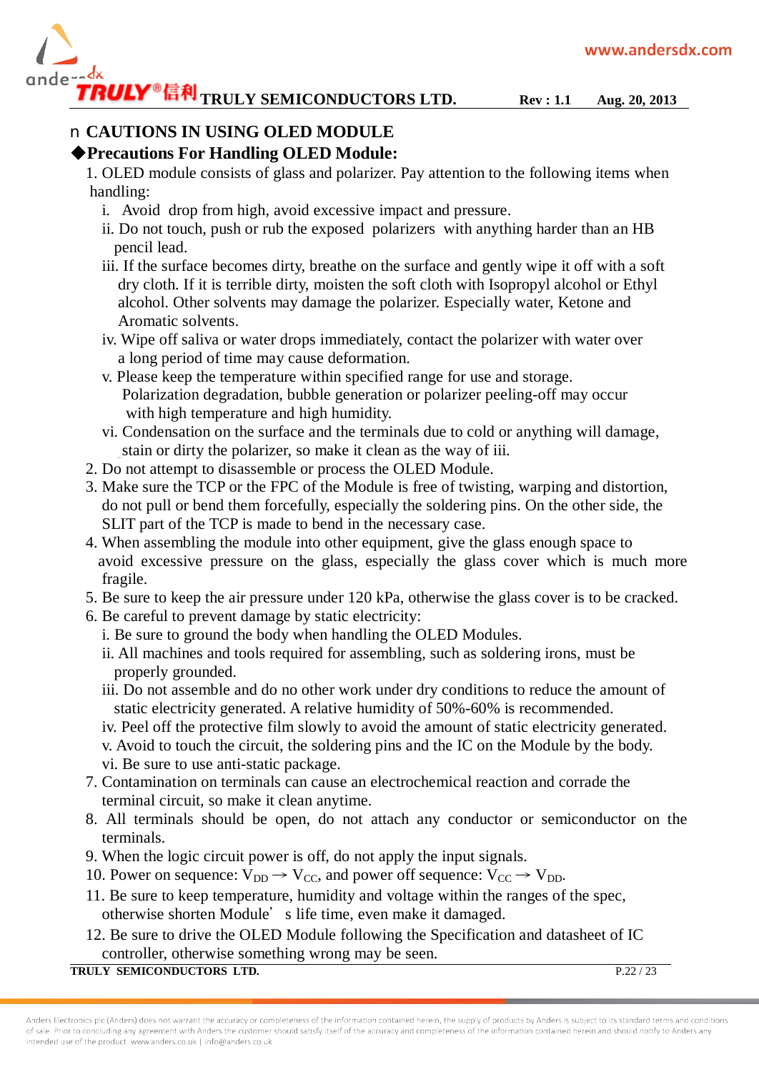## ■ CAUTIONS IN USING OLED MODULE

### ◆Precautions For Handling OLED Module:

1. OLED module consists of glass and polarizer. Pay attention to the following items when handling:
   - i. Avoid drop from high, avoid excessive impact and pressure.
   - ii. Do not touch, push or rub the exposed polarizers with anything harder than an HB pencil lead.
   - iii. If the surface becomes dirty, breathe on the surface and gently wipe it off with a soft dry cloth. If it is terrible dirty, moisten the soft cloth with Isopropyl alcohol or Ethyl alcohol. Other solvents may damage the polarizer. Especially water, Ketone and Aromatic solvents.
   - iv. Wipe off saliva or water drops immediately, contact the polarizer with water over a long period of time may cause deformation.
   - v. Please keep the temperature within specified range for use and storage. Polarization degradation, bubble generation or polarizer peeling-off may occur with high temperature and high humidity.
   - vi. Condensation on the surface and the terminals due to cold or anything will damage, stain or dirty the polarizer, so make it clean as the way of iii.
2. Do not attempt to disassemble or process the OLED Module.
3. Make sure the TCP or the FPC of the Module is free of twisting, warping and distortion, do not pull or bend them forcefully, especially the soldering pins. On the other side, the SLIT part of the TCP is made to bend in the necessary case.
4. When assembling the module into other equipment, give the glass enough space to avoid excessive pressure on the glass, especially the glass cover which is much more fragile.
5. Be sure to keep the air pressure under 120 kPa, otherwise the glass cover is to be cracked.
6. Be careful to prevent damage by static electricity:
   - i. Be sure to ground the body when handling the OLED Modules.
   - ii. All machines and tools required for assembling, such as soldering irons, must be properly grounded.
   - iii. Do not assemble and do no other work under dry conditions to reduce the amount of static electricity generated. A relative humidity of 50%-60% is recommended.
   - iv. Peel off the protective film slowly to avoid the amount of static electricity generated.
   - v. Avoid to touch the circuit, the soldering pins and the IC on the Module by the body.
   - vi. Be sure to use anti-static package.
7. Contamination on terminals can cause an electrochemical reaction and corrade the terminal circuit, so make it clean anytime.
8. All terminals should be open, do not attach any conductor or semiconductor on the terminals.
9. When the logic circuit power is off, do not apply the input signals.
10. Power on sequence: $V_{DD} \rightarrow V_{CC}$, and power off sequence: $V_{CC} \rightarrow V_{DD}$.
11. Be sure to keep temperature, humidity and voltage within the ranges of the spec, otherwise shorten Module's life time, even make it damaged.
12. Be sure to drive the OLED Module following the Specification and datasheet of IC controller, otherwise something wrong may be seen.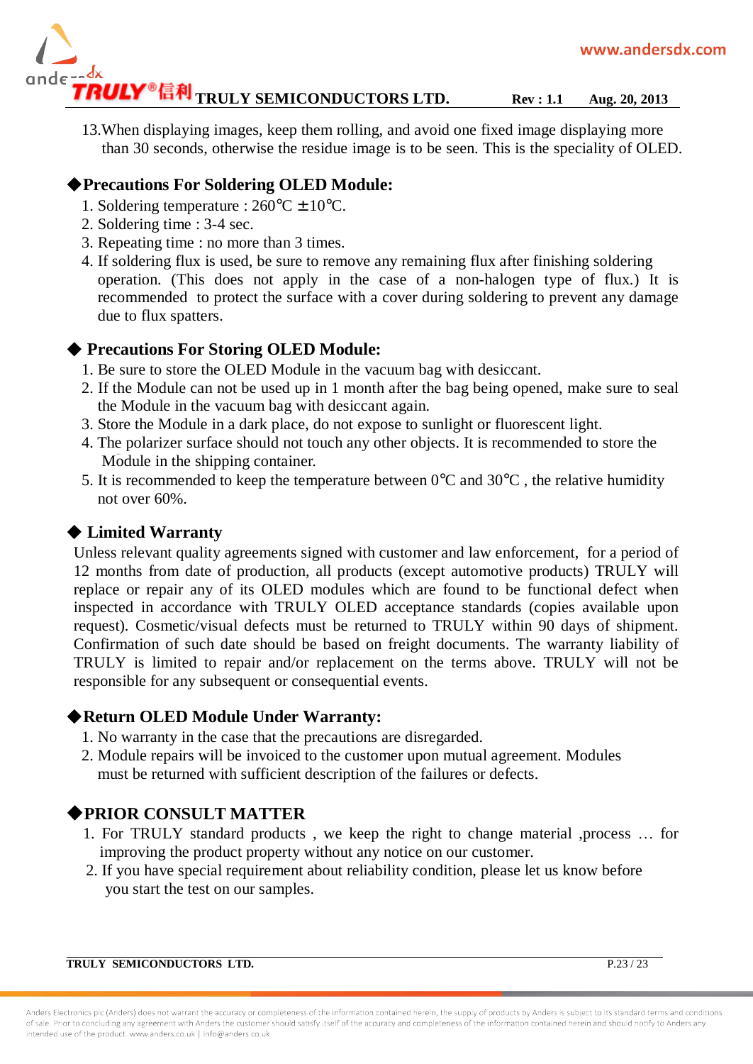13.When displaying images, keep them rolling, and avoid one fixed image displaying more than 30 seconds, otherwise the residue image is to be seen. This is the speciality of OLED.

## ◆Precautions For Soldering OLED Module:

1. Soldering temperature : 260℃ ±10℃.
2. Soldering time : 3-4 sec.
3. Repeating time : no more than 3 times.
4. If soldering flux is used, be sure to remove any remaining flux after finishing soldering operation. (This does not apply in the case of a non-halogen type of flux.) It is recommended to protect the surface with a cover during soldering to prevent any damage due to flux spatters.

## ◆ Precautions For Storing OLED Module:

1. Be sure to store the OLED Module in the vacuum bag with desiccant.
2. If the Module can not be used up in 1 month after the bag being opened, make sure to seal the Module in the vacuum bag with desiccant again.
3. Store the Module in a dark place, do not expose to sunlight or fluorescent light.
4. The polarizer surface should not touch any other objects. It is recommended to store the Module in the shipping container.
5. It is recommended to keep the temperature between 0℃ and 30℃ , the relative humidity not over 60%.

## ◆ Limited Warranty

Unless relevant quality agreements signed with customer and law enforcement, for a period of 12 months from date of production, all products (except automotive products) TRULY will replace or repair any of its OLED modules which are found to be functional defect when inspected in accordance with TRULY OLED acceptance standards (copies available upon request). Cosmetic/visual defects must be returned to TRULY within 90 days of shipment. Confirmation of such date should be based on freight documents. The warranty liability of TRULY is limited to repair and/or replacement on the terms above. TRULY will not be responsible for any subsequent or consequential events.

## ◆Return OLED Module Under Warranty:

1. No warranty in the case that the precautions are disregarded.
2. Module repairs will be invoiced to the customer upon mutual agreement. Modules must be returned with sufficient description of the failures or defects.

## ◆PRIOR CONSULT MATTER

1. For TRULY standard products , we keep the right to change material ,process … for improving the product property without any notice on our customer.
2. If you have special requirement about reliability condition, please let us know before you start the test on our samples.